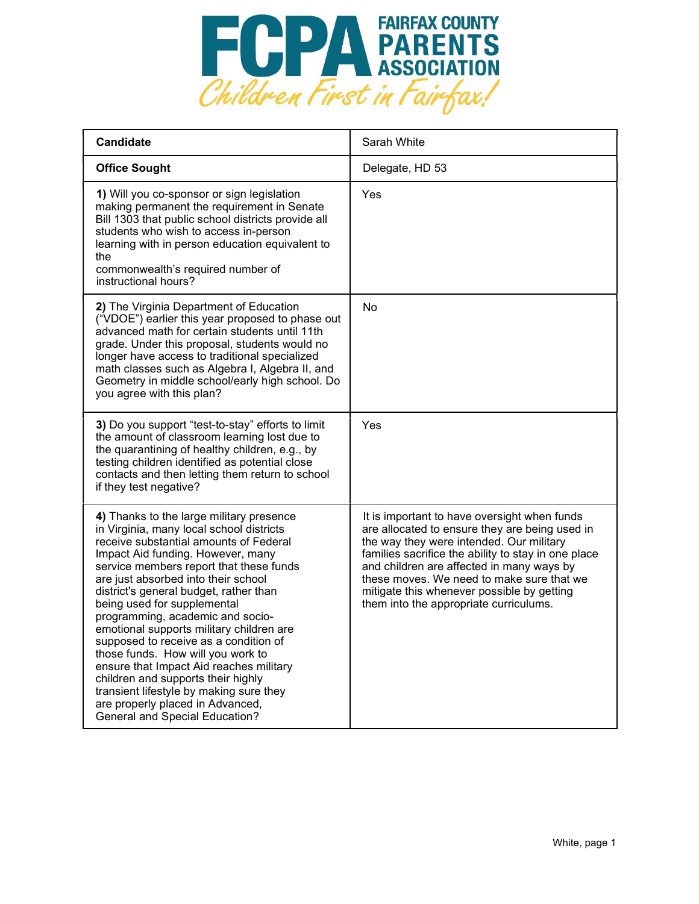# FCPA FAIRFAX COUNTY PARENTS ASSOCIATION

*Children First in Fairfax!*

| **Candidate** | Sarah White |
|---|---|
| **Office Sought** | Delegate, HD 53 |
| **1)** Will you co-sponsor or sign legislation making permanent the requirement in Senate Bill 1303 that public school districts provide all students who wish to access in-person learning with in person education equivalent to the commonwealth's required number of instructional hours? | Yes |
| **2)** The Virginia Department of Education ("VDOE") earlier this year proposed to phase out advanced math for certain students until 11th grade. Under this proposal, students would no longer have access to traditional specialized math classes such as Algebra I, Algebra II, and Geometry in middle school/early high school. Do you agree with this plan? | No |
| **3)** Do you support "test-to-stay" efforts to limit the amount of classroom learning lost due to the quarantining of healthy children, e.g., by testing children identified as potential close contacts and then letting them return to school if they test negative? | Yes |
| **4)** Thanks to the large military presence in Virginia, many local school districts receive substantial amounts of Federal Impact Aid funding. However, many service members report that these funds are just absorbed into their school district's general budget, rather than being used for supplemental programming, academic and socio-emotional supports military children are supposed to receive as a condition of those funds. How will you work to ensure that Impact Aid reaches military children and supports their highly transient lifestyle by making sure they are properly placed in Advanced, General and Special Education? | It is important to have oversight when funds are allocated to ensure they are being used in the way they were intended. Our military families sacrifice the ability to stay in one place and children are affected in many ways by these moves. We need to make sure that we mitigate this whenever possible by getting them into the appropriate curriculums. |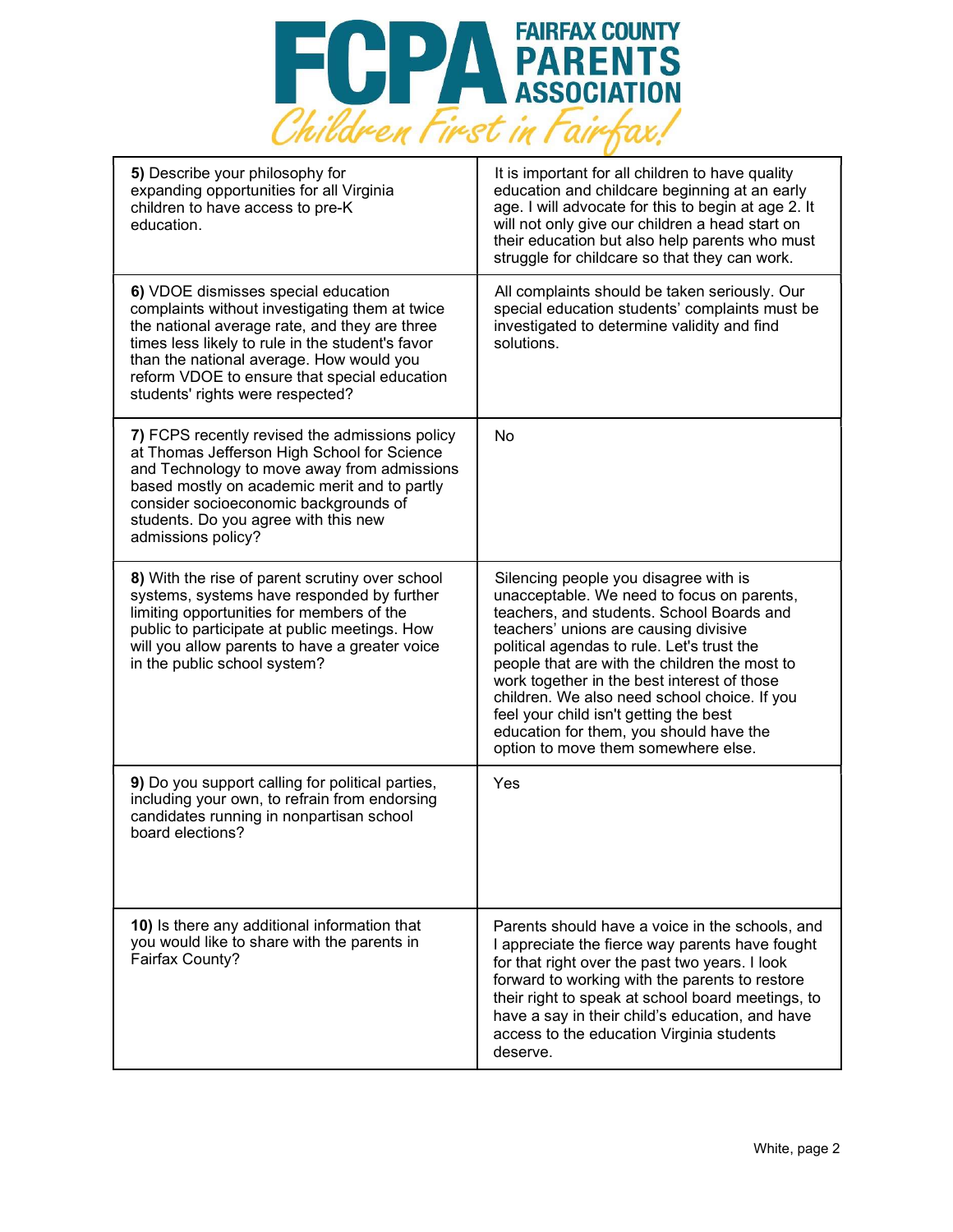FCPA FAIRFAX COUNTY PARENTS ASSOCIATION

*Children First in Fairfax!*

| | |
|---|---|
| **5)** Describe your philosophy for expanding opportunities for all Virginia children to have access to pre-K education. | It is important for all children to have quality education and childcare beginning at an early age. I will advocate for this to begin at age 2. It will not only give our children a head start on their education but also help parents who must struggle for childcare so that they can work. |
| **6)** VDOE dismisses special education complaints without investigating them at twice the national average rate, and they are three times less likely to rule in the student's favor than the national average. How would you reform VDOE to ensure that special education students' rights were respected? | All complaints should be taken seriously. Our special education students' complaints must be investigated to determine validity and find solutions. |
| **7)** FCPS recently revised the admissions policy at Thomas Jefferson High School for Science and Technology to move away from admissions based mostly on academic merit and to partly consider socioeconomic backgrounds of students. Do you agree with this new admissions policy? | No |
| **8)** With the rise of parent scrutiny over school systems, systems have responded by further limiting opportunities for members of the public to participate at public meetings. How will you allow parents to have a greater voice in the public school system? | Silencing people you disagree with is unacceptable. We need to focus on parents, teachers, and students. School Boards and teachers' unions are causing divisive political agendas to rule. Let's trust the people that are with the children the most to work together in the best interest of those children. We also need school choice. If you feel your child isn't getting the best education for them, you should have the option to move them somewhere else. |
| **9)** Do you support calling for political parties, including your own, to refrain from endorsing candidates running in nonpartisan school board elections? | Yes |
| **10)** Is there any additional information that you would like to share with the parents in Fairfax County? | Parents should have a voice in the schools, and I appreciate the fierce way parents have fought for that right over the past two years. I look forward to working with the parents to restore their right to speak at school board meetings, to have a say in their child's education, and have access to the education Virginia students deserve. |